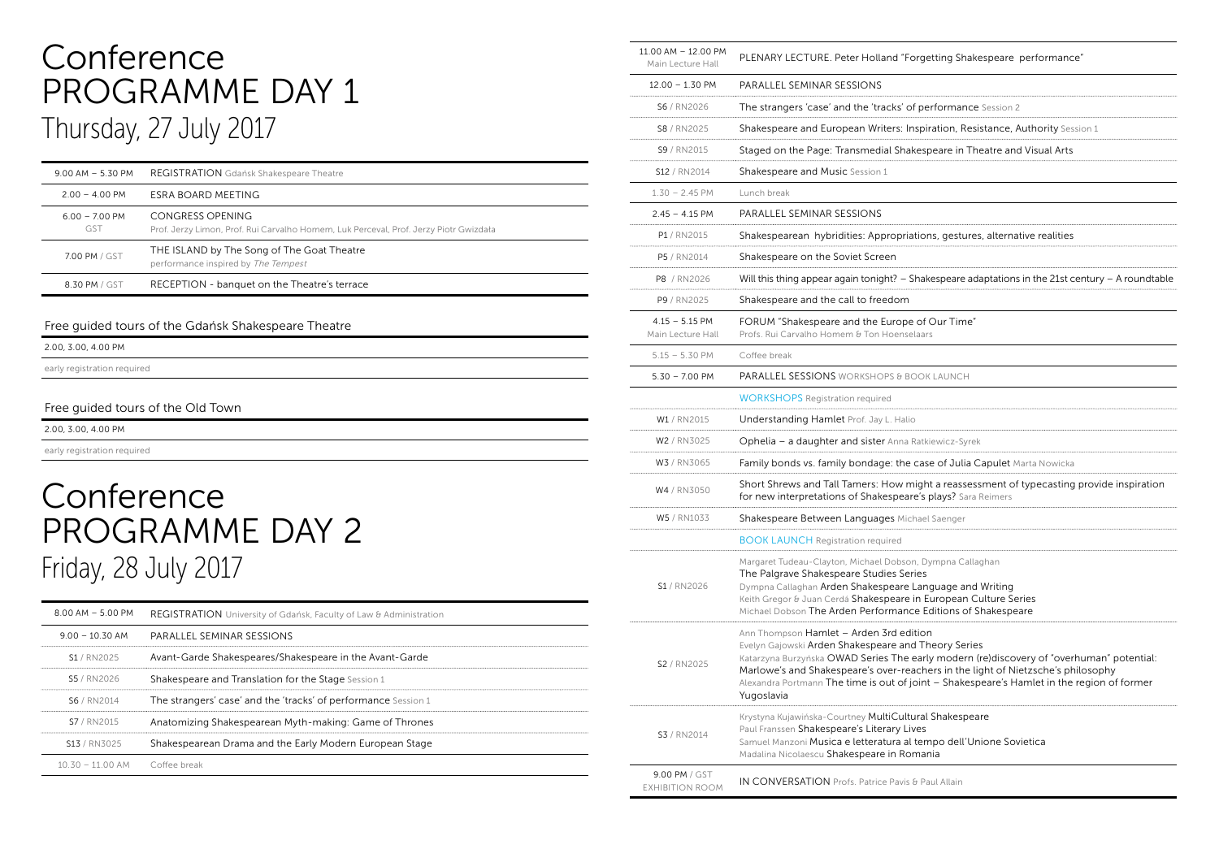# Conference PROGRAMME DAY 1

## Thursday, 27 July 2017

| | |
|---|---|
| 9.00 AM – 5.30 PM | REGISTRATION Gdańsk Shakespeare Theatre |
| 2.00 – 4.00 PM | ESRA BOARD MEETING |
| 6.00 – 7.00 PM GST | CONGRESS OPENING<br>Prof. Jerzy Limon, Prof. Rui Carvalho Homem, Luk Perceval, Prof. Jerzy Piotr Gwizdała |
| 7.00 PM / GST | THE ISLAND by The Song of The Goat Theatre<br>performance inspired by *The Tempest* |
| 8.30 PM / GST | RECEPTION - banquet on the Theatre's terrace |

### Free guided tours of the Gdańsk Shakespeare Theatre

2.00, 3.00, 4.00 PM

early registration required

### Free guided tours of the Old Town

2.00, 3.00, 4.00 PM

early registration required

# Conference PROGRAMME DAY 2

## Friday, 28 July 2017

| | |
|---|---|
| 8.00 AM – 5.00 PM | REGISTRATION University of Gdańsk, Faculty of Law & Administration |
| 9.00 – 10.30 AM | PARALLEL SEMINAR SESSIONS |
| S1 / RN2025 | Avant-Garde Shakespeares/Shakespeare in the Avant-Garde |
| S5 / RN2026 | Shakespeare and Translation for the Stage Session 1 |
| S6 / RN2014 | The strangers' case' and the 'tracks' of performance Session 1 |
| S7 / RN2015 | Anatomizing Shakespearean Myth-making: Game of Thrones |
| S13 / RN3025 | Shakespearean Drama and the Early Modern European Stage |
| 10.30 – 11.00 AM | Coffee break |
| 11.00 AM – 12.00 PM Main Lecture Hall | PLENARY LECTURE. Peter Holland "Forgetting Shakespeare performance" |
| 12.00 – 1.30 PM | PARALLEL SEMINAR SESSIONS |
| S6 / RN2026 | The strangers 'case' and the 'tracks' of performance Session 2 |
| S8 / RN2025 | Shakespeare and European Writers: Inspiration, Resistance, Authority Session 1 |
| S9 / RN2015 | Staged on the Page: Transmedial Shakespeare in Theatre and Visual Arts |
| S12 / RN2014 | Shakespeare and Music Session 1 |
| 1.30 – 2.45 PM | Lunch break |
| 2.45 – 4.15 PM | PARALLEL SEMINAR SESSIONS |
| P1 / RN2015 | Shakespearean hybridities: Appropriations, gestures, alternative realities |
| P5 / RN2014 | Shakespeare on the Soviet Screen |
| P8 / RN2026 | Will this thing appear again tonight? – Shakespeare adaptations in the 21st century – A roundtable |
| P9 / RN2025 | Shakespeare and the call to freedom |
| 4.15 – 5.15 PM Main Lecture Hall | FORUM "Shakespeare and the Europe of Our Time"<br>Profs. Rui Carvalho Homem & Ton Hoenselaars |
| 5.15 – 5.30 PM | Coffee break |
| 5.30 – 7.00 PM | PARALLEL SESSIONS WORKSHOPS & BOOK LAUNCH |
| | WORKSHOPS Registration required |
| W1 / RN2015 | Understanding Hamlet Prof. Jay L. Halio |
| W2 / RN3025 | Ophelia – a daughter and sister Anna Ratkiewicz-Syrek |
| W3 / RN3065 | Family bonds vs. family bondage: the case of Julia Capulet Marta Nowicka |
| W4 / RN3050 | Short Shrews and Tall Tamers: How might a reassessment of typecasting provide inspiration for new interpretations of Shakespeare's plays? Sara Reimers |
| W5 / RN1033 | Shakespeare Between Languages Michael Saenger |
| | BOOK LAUNCH Registration required |
| S1 / RN2026 | Margaret Tudeau-Clayton, Michael Dobson, Dympna Callaghan<br>The Palgrave Shakespeare Studies Series<br>Dympna Callaghan Arden Shakespeare Language and Writing<br>Keith Gregor & Juan Cerdá Shakespeare in European Culture Series<br>Michael Dobson The Arden Performance Editions of Shakespeare |
| S2 / RN2025 | Ann Thompson Hamlet – Arden 3rd edition<br>Evelyn Gajowski Arden Shakespeare and Theory Series<br>Katarzyna Burzyńska OWAD Series The early modern (re)discovery of "overhuman" potential: Marlowe's and Shakespeare's over-reachers in the light of Nietzsche's philosophy<br>Alexandra Portmann The time is out of joint – Shakespeare's Hamlet in the region of former Yugoslavia |
| S3 / RN2014 | Krystyna Kujawińska-Courtney MultiCultural Shakespeare<br>Paul Franssen Shakespeare's Literary Lives<br>Samuel Manzoni Musica e letteratura al tempo dell'Unione Sovietica<br>Madalina Nicolaescu Shakespeare in Romania |
| 9.00 PM / GST EXHIBITION ROOM | IN CONVERSATION Profs. Patrice Pavis & Paul Allain |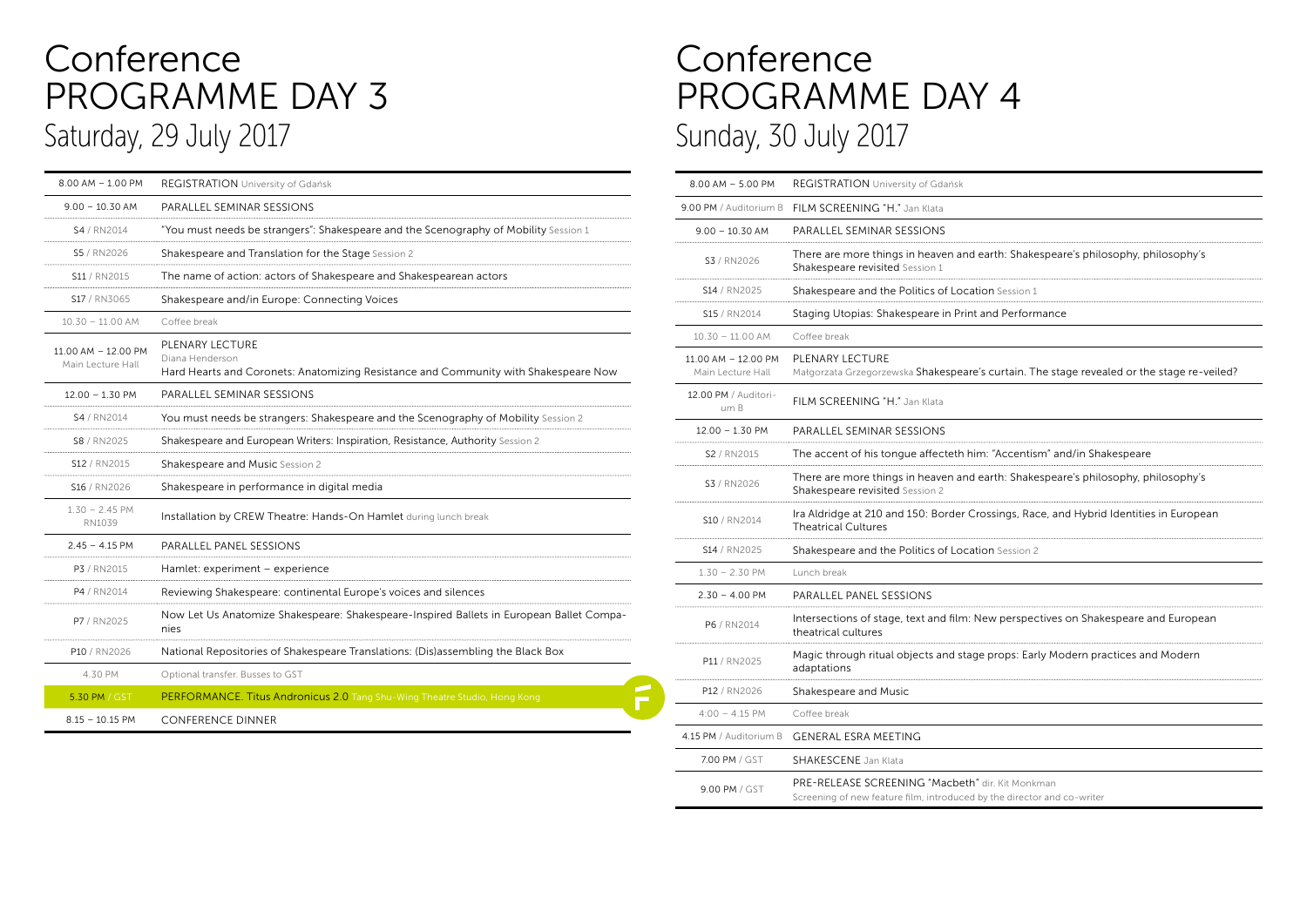# Conference PROGRAMME DAY 3

## Saturday, 29 July 2017

| | |
|---|---|
| 8.00 AM – 1.00 PM | REGISTRATION University of Gdańsk |
| 9.00 – 10.30 AM | PARALLEL SEMINAR SESSIONS |
| S4 / RN2014 | "You must needs be strangers": Shakespeare and the Scenography of Mobility Session 1 |
| S5 / RN2026 | Shakespeare and Translation for the Stage Session 2 |
| S11 / RN2015 | The name of action: actors of Shakespeare and Shakespearean actors |
| S17 / RN3065 | Shakespeare and/in Europe: Connecting Voices |
| 10.30 – 11.00 AM | Coffee break |
| 11.00 AM – 12.00 PM Main Lecture Hall | PLENARY LECTURE Diana Henderson Hard Hearts and Coronets: Anatomizing Resistance and Community with Shakespeare Now |
| 12.00 – 1.30 PM | PARALLEL SEMINAR SESSIONS |
| S4 / RN2014 | You must needs be strangers: Shakespeare and the Scenography of Mobility Session 2 |
| S8 / RN2025 | Shakespeare and European Writers: Inspiration, Resistance, Authority Session 2 |
| S12 / RN2015 | Shakespeare and Music Session 2 |
| S16 / RN2026 | Shakespeare in performance in digital media |
| 1.30 – 2.45 PM RN1039 | Installation by CREW Theatre: Hands-On Hamlet during lunch break |
| 2.45 – 4.15 PM | PARALLEL PANEL SESSIONS |
| P3 / RN2015 | Hamlet: experiment – experience |
| P4 / RN2014 | Reviewing Shakespeare: continental Europe's voices and silences |
| P7 / RN2025 | Now Let Us Anatomize Shakespeare: Shakespeare-Inspired Ballets in European Ballet Companies |
| P10 / RN2026 | National Repositories of Shakespeare Translations: (Dis)assembling the Black Box |
| 4.30 PM | Optional transfer. Busses to GST |
| 5.30 PM / GST | PERFORMANCE. Titus Andronicus 2.0 Tang Shu-Wing Theatre Studio, Hong Kong |
| 8.15 – 10.15 PM | CONFERENCE DINNER |

# Conference PROGRAMME DAY 4

## Sunday, 30 July 2017

| | |
|---|---|
| 8.00 AM – 5.00 PM | REGISTRATION University of Gdańsk |
| 9.00 PM / Auditorium B | FILM SCREENING "H." Jan Klata |
| 9.00 – 10.30 AM | PARALLEL SEMINAR SESSIONS |
| S3 / RN2026 | There are more things in heaven and earth: Shakespeare's philosophy, philosophy's Shakespeare revisited Session 1 |
| S14 / RN2025 | Shakespeare and the Politics of Location Session 1 |
| S15 / RN2014 | Staging Utopias: Shakespeare in Print and Performance |
| 10.30 – 11.00 AM | Coffee break |
| 11.00 AM – 12.00 PM Main Lecture Hall | PLENARY LECTURE Małgorzata Grzegorzewska Shakespeare's curtain. The stage revealed or the stage re-veiled? |
| 12.00 PM / Auditorium B | FILM SCREENING "H." Jan Klata |
| 12.00 – 1.30 PM | PARALLEL SEMINAR SESSIONS |
| S2 / RN2015 | The accent of his tongue affecteth him: "Accentism" and/in Shakespeare |
| S3 / RN2026 | There are more things in heaven and earth: Shakespeare's philosophy, philosophy's Shakespeare revisited Session 2 |
| S10 / RN2014 | Ira Aldridge at 210 and 150: Border Crossings, Race, and Hybrid Identities in European Theatrical Cultures |
| S14 / RN2025 | Shakespeare and the Politics of Location Session 2 |
| 1.30 – 2.30 PM | Lunch break |
| 2.30 – 4.00 PM | PARALLEL PANEL SESSIONS |
| P6 / RN2014 | Intersections of stage, text and film: New perspectives on Shakespeare and European theatrical cultures |
| P11 / RN2025 | Magic through ritual objects and stage props: Early Modern practices and Modern adaptations |
| P12 / RN2026 | Shakespeare and Music |
| 4:00 – 4.15 PM | Coffee break |
| 4.15 PM / Auditorium B | GENERAL ESRA MEETING |
| 7.00 PM / GST | SHAKESCENE Jan Klata |
| 9.00 PM / GST | PRE-RELEASE SCREENING "Macbeth" dir. Kit Monkman Screening of new feature film, introduced by the director and co-writer |